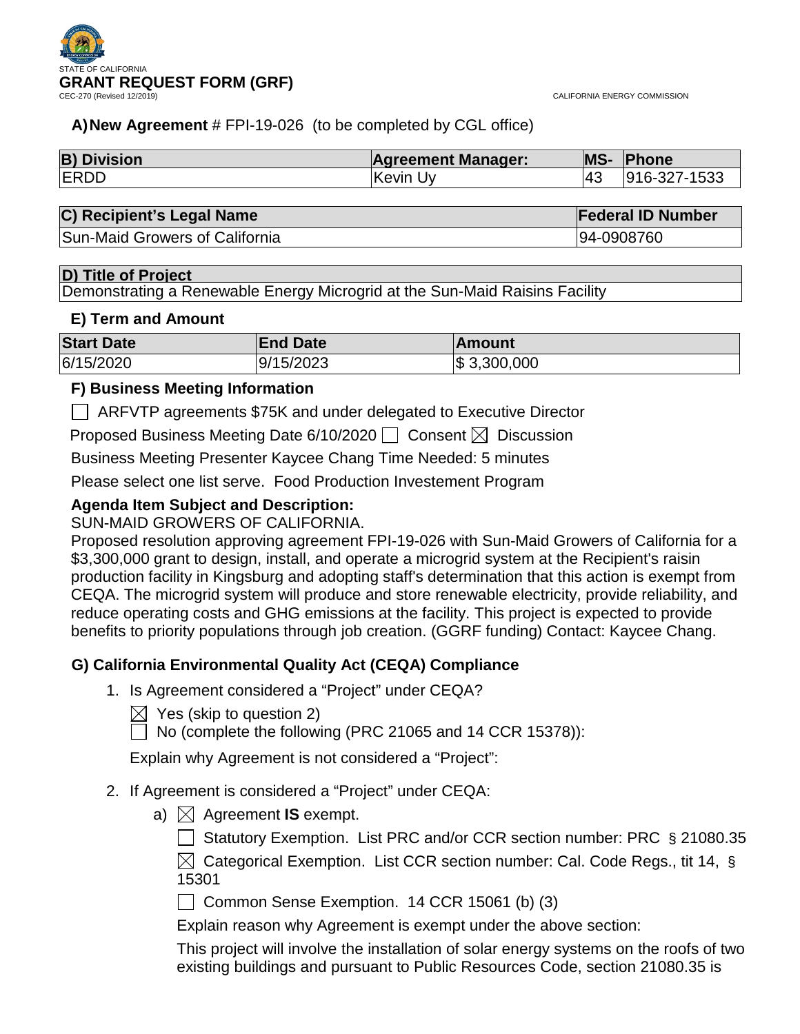STATE OF CALIFORNIA

# GRANT REQUEST FORM (GRF)

CEC-270 (Revised 12/2019)

CALIFORNIA ENERGY COMMISSION

**A) New Agreement** # FPI-19-026 (to be completed by CGL office)

| **B) Division** | **Agreement Manager:** | **MS-** | **Phone** |
|---|---|---|---|
| ERDD | Kevin Uy | 43 | 916-327-1533 |

| **C) Recipient's Legal Name** | **Federal ID Number** |
|---|---|
| Sun-Maid Growers of California | 94-0908760 |

| **D) Title of Project** |
|---|
| Demonstrating a Renewable Energy Microgrid at the Sun-Maid Raisins Facility |

### E) Term and Amount

| **Start Date** | **End Date** | **Amount** |
|---|---|---|
| 6/15/2020 | 9/15/2023 | $ 3,300,000 |

### F) Business Meeting Information

☐ ARFVTP agreements $75K and under delegated to Executive Director

Proposed Business Meeting Date 6/10/2020 ☐ Consent ☒ Discussion

Business Meeting Presenter Kaycee Chang Time Needed: 5 minutes

Please select one list serve. Food Production Investement Program

**Agenda Item Subject and Description:**

SUN-MAID GROWERS OF CALIFORNIA.

Proposed resolution approving agreement FPI-19-026 with Sun-Maid Growers of California for a $3,300,000 grant to design, install, and operate a microgrid system at the Recipient's raisin production facility in Kingsburg and adopting staff's determination that this action is exempt from CEQA. The microgrid system will produce and store renewable electricity, provide reliability, and reduce operating costs and GHG emissions at the facility. This project is expected to provide benefits to priority populations through job creation. (GGRF funding) Contact: Kaycee Chang.

### G) California Environmental Quality Act (CEQA) Compliance

1. Is Agreement considered a "Project" under CEQA?

   ☒ Yes (skip to question 2)

   ☐ No (complete the following (PRC 21065 and 14 CCR 15378)):

   Explain why Agreement is not considered a "Project":

2. If Agreement is considered a "Project" under CEQA:

   a) ☒ Agreement **IS** exempt.

   ☐ Statutory Exemption. List PRC and/or CCR section number: PRC § 21080.35

   ☒ Categorical Exemption. List CCR section number: Cal. Code Regs., tit 14, § 15301

   ☐ Common Sense Exemption. 14 CCR 15061 (b) (3)

   Explain reason why Agreement is exempt under the above section:

   This project will involve the installation of solar energy systems on the roofs of two existing buildings and pursuant to Public Resources Code, section 21080.35 is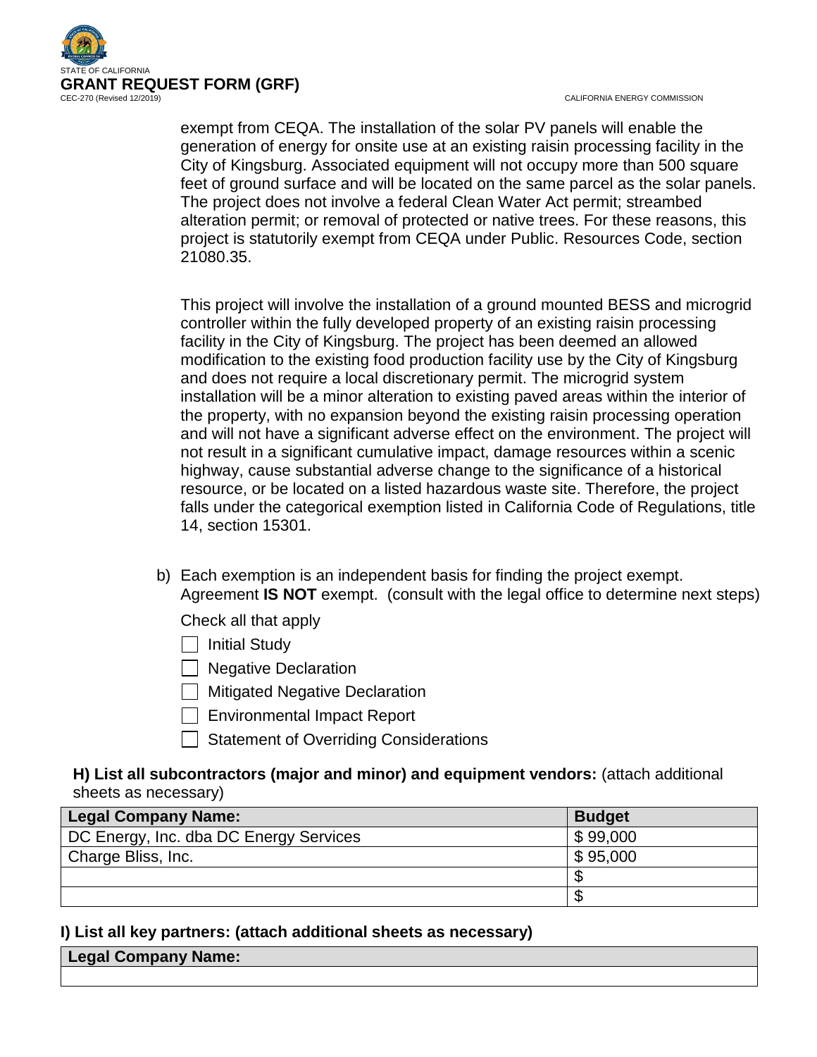exempt from CEQA. The installation of the solar PV panels will enable the generation of energy for onsite use at an existing raisin processing facility in the City of Kingsburg. Associated equipment will not occupy more than 500 square feet of ground surface and will be located on the same parcel as the solar panels. The project does not involve a federal Clean Water Act permit; streambed alteration permit; or removal of protected or native trees. For these reasons, this project is statutorily exempt from CEQA under Public. Resources Code, section 21080.35.

This project will involve the installation of a ground mounted BESS and microgrid controller within the fully developed property of an existing raisin processing facility in the City of Kingsburg. The project has been deemed an allowed modification to the existing food production facility use by the City of Kingsburg and does not require a local discretionary permit. The microgrid system installation will be a minor alteration to existing paved areas within the interior of the property, with no expansion beyond the existing raisin processing operation and will not have a significant adverse effect on the environment. The project will not result in a significant cumulative impact, damage resources within a scenic highway, cause substantial adverse change to the significance of a historical resource, or be located on a listed hazardous waste site. Therefore, the project falls under the categorical exemption listed in California Code of Regulations, title 14, section 15301.

b) Each exemption is an independent basis for finding the project exempt. Agreement **IS NOT** exempt. (consult with the legal office to determine next steps)

Check all that apply

- ☐ Initial Study
- ☐ Negative Declaration
- ☐ Mitigated Negative Declaration
- ☐ Environmental Impact Report
- ☐ Statement of Overriding Considerations

**H) List all subcontractors (major and minor) and equipment vendors:** (attach additional sheets as necessary)

| Legal Company Name: | Budget |
|---|---|
| DC Energy, Inc. dba DC Energy Services | $ 99,000 |
| Charge Bliss, Inc. | $ 95,000 |
| | $ |
| | $ |

**I) List all key partners: (attach additional sheets as necessary)**

| Legal Company Name: |
|---|
| |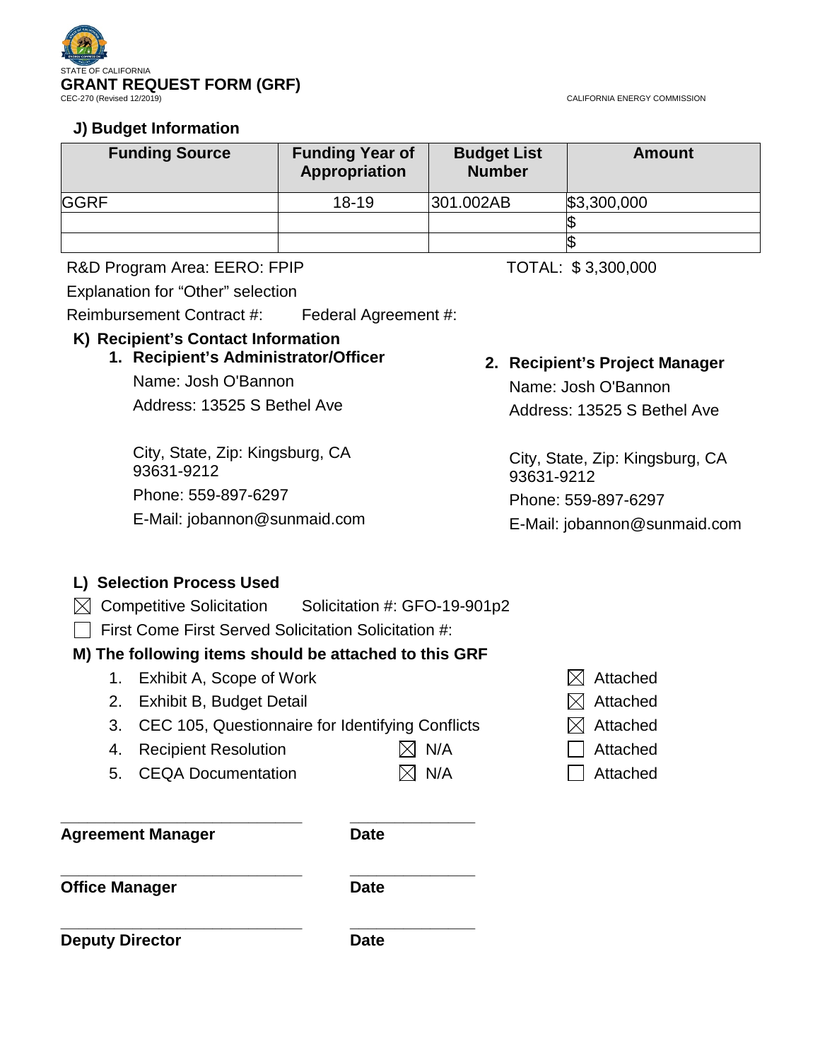STATE OF CALIFORNIA

**GRANT REQUEST FORM (GRF)**

CEC-270 (Revised 12/2019)

CALIFORNIA ENERGY COMMISSION

### J) Budget Information

| Funding Source | Funding Year of Appropriation | Budget List Number | Amount |
|---|---|---|---|
| GGRF | 18-19 | 301.002AB | $3,300,000 |
| | | | $ |
| | | | $ |

R&D Program Area: EERO: FPIP

TOTAL: $ 3,300,000

Explanation for "Other" selection

Reimbursement Contract #: Federal Agreement #:

### K) Recipient's Contact Information

1. **Recipient's Administrator/Officer**

   Name: Josh O'Bannon

   Address: 13525 S Bethel Ave

   City, State, Zip: Kingsburg, CA 93631-9212

   Phone: 559-897-6297

   E-Mail: jobannon@sunmaid.com

2. **Recipient's Project Manager**

   Name: Josh O'Bannon

   Address: 13525 S Bethel Ave

   City, State, Zip: Kingsburg, CA 93631-9212

   Phone: 559-897-6297

   E-Mail: jobannon@sunmaid.com

### L) Selection Process Used

☒ Competitive Solicitation Solicitation #: GFO-19-901p2

☐ First Come First Served Solicitation Solicitation #:

### M) The following items should be attached to this GRF

1. Exhibit A, Scope of Work ☒ Attached
2. Exhibit B, Budget Detail ☒ Attached
3. CEC 105, Questionnaire for Identifying Conflicts ☒ Attached
4. Recipient Resolution ☒ N/A ☐ Attached
5. CEQA Documentation ☒ N/A ☐ Attached

_____________________________ _______________

**Agreement Manager** **Date**

_____________________________ _______________

**Office Manager** **Date**

_____________________________ _______________

**Deputy Director** **Date**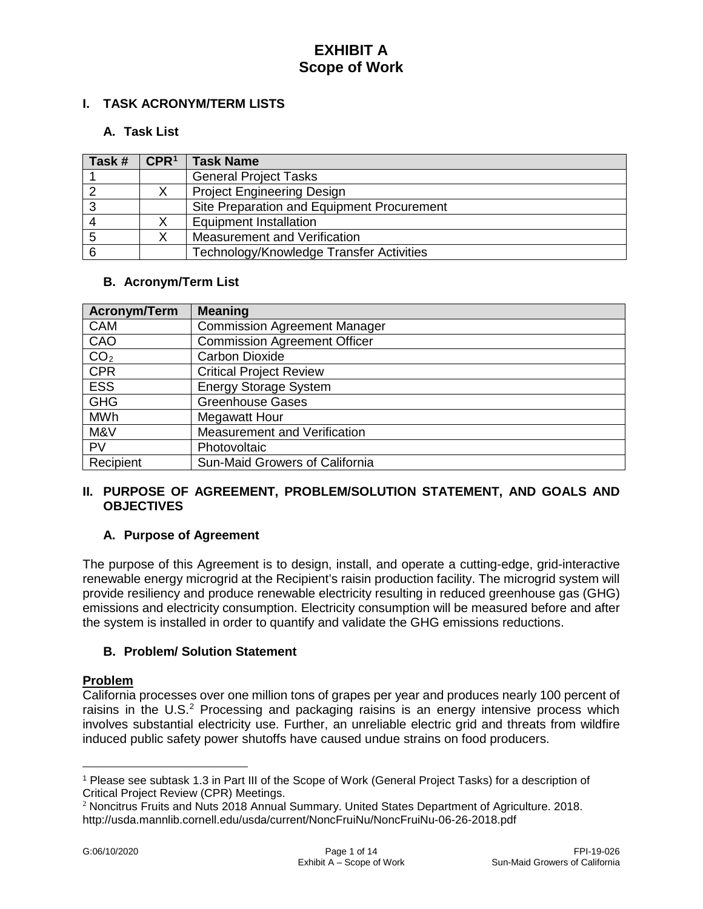# EXHIBIT A
# Scope of Work

## I. TASK ACRONYM/TERM LISTS

### A. Task List

| Task # | CPR[1] | Task Name |
|---|---|---|
| 1 | | General Project Tasks |
| 2 | X | Project Engineering Design |
| 3 | | Site Preparation and Equipment Procurement |
| 4 | X | Equipment Installation |
| 5 | X | Measurement and Verification |
| 6 | | Technology/Knowledge Transfer Activities |

### B. Acronym/Term List

| Acronym/Term | Meaning |
|---|---|
| CAM | Commission Agreement Manager |
| CAO | Commission Agreement Officer |
| $CO_2$ | Carbon Dioxide |
| CPR | Critical Project Review |
| ESS | Energy Storage System |
| GHG | Greenhouse Gases |
| MWh | Megawatt Hour |
| M&V | Measurement and Verification |
| PV | Photovoltaic |
| Recipient | Sun-Maid Growers of California |

## II. PURPOSE OF AGREEMENT, PROBLEM/SOLUTION STATEMENT, AND GOALS AND OBJECTIVES

### A. Purpose of Agreement

The purpose of this Agreement is to design, install, and operate a cutting-edge, grid-interactive renewable energy microgrid at the Recipient's raisin production facility. The microgrid system will provide resiliency and produce renewable electricity resulting in reduced greenhouse gas (GHG) emissions and electricity consumption. Electricity consumption will be measured before and after the system is installed in order to quantify and validate the GHG emissions reductions.

### B. Problem/ Solution Statement

**Problem**

California processes over one million tons of grapes per year and produces nearly 100 percent of raisins in the U.S.[2] Processing and packaging raisins is an energy intensive process which involves substantial electricity use. Further, an unreliable electric grid and threats from wildfire induced public safety power shutoffs have caused undue strains on food producers.

---

[1] Please see subtask 1.3 in Part III of the Scope of Work (General Project Tasks) for a description of Critical Project Review (CPR) Meetings.

[2] Noncitrus Fruits and Nuts 2018 Annual Summary. United States Department of Agriculture. 2018. http://usda.mannlib.cornell.edu/usda/current/NoncFruiNu/NoncFruiNu-06-26-2018.pdf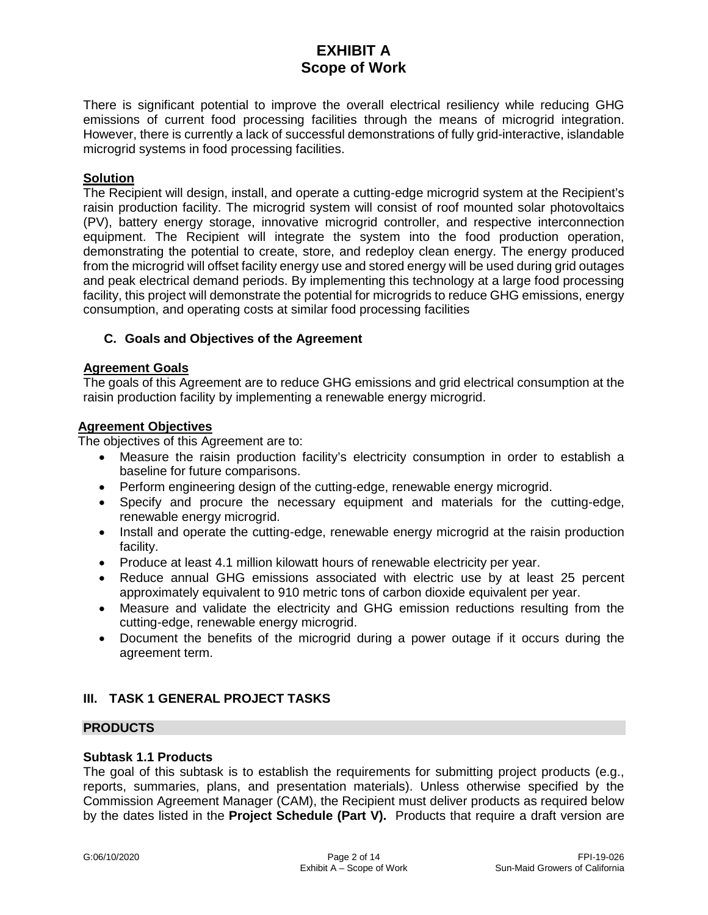There is significant potential to improve the overall electrical resiliency while reducing GHG emissions of current food processing facilities through the means of microgrid integration. However, there is currently a lack of successful demonstrations of fully grid-interactive, islandable microgrid systems in food processing facilities.

**Solution**

The Recipient will design, install, and operate a cutting-edge microgrid system at the Recipient's raisin production facility. The microgrid system will consist of roof mounted solar photovoltaics (PV), battery energy storage, innovative microgrid controller, and respective interconnection equipment. The Recipient will integrate the system into the food production operation, demonstrating the potential to create, store, and redeploy clean energy. The energy produced from the microgrid will offset facility energy use and stored energy will be used during grid outages and peak electrical demand periods. By implementing this technology at a large food processing facility, this project will demonstrate the potential for microgrids to reduce GHG emissions, energy consumption, and operating costs at similar food processing facilities

### C. Goals and Objectives of the Agreement

**Agreement Goals**

The goals of this Agreement are to reduce GHG emissions and grid electrical consumption at the raisin production facility by implementing a renewable energy microgrid.

**Agreement Objectives**

The objectives of this Agreement are to:

- Measure the raisin production facility's electricity consumption in order to establish a baseline for future comparisons.
- Perform engineering design of the cutting-edge, renewable energy microgrid.
- Specify and procure the necessary equipment and materials for the cutting-edge, renewable energy microgrid.
- Install and operate the cutting-edge, renewable energy microgrid at the raisin production facility.
- Produce at least 4.1 million kilowatt hours of renewable electricity per year.
- Reduce annual GHG emissions associated with electric use by at least 25 percent approximately equivalent to 910 metric tons of carbon dioxide equivalent per year.
- Measure and validate the electricity and GHG emission reductions resulting from the cutting-edge, renewable energy microgrid.
- Document the benefits of the microgrid during a power outage if it occurs during the agreement term.

## III. TASK 1 GENERAL PROJECT TASKS

### PRODUCTS

**Subtask 1.1 Products**

The goal of this subtask is to establish the requirements for submitting project products (e.g., reports, summaries, plans, and presentation materials). Unless otherwise specified by the Commission Agreement Manager (CAM), the Recipient must deliver products as required below by the dates listed in the **Project Schedule (Part V).** Products that require a draft version are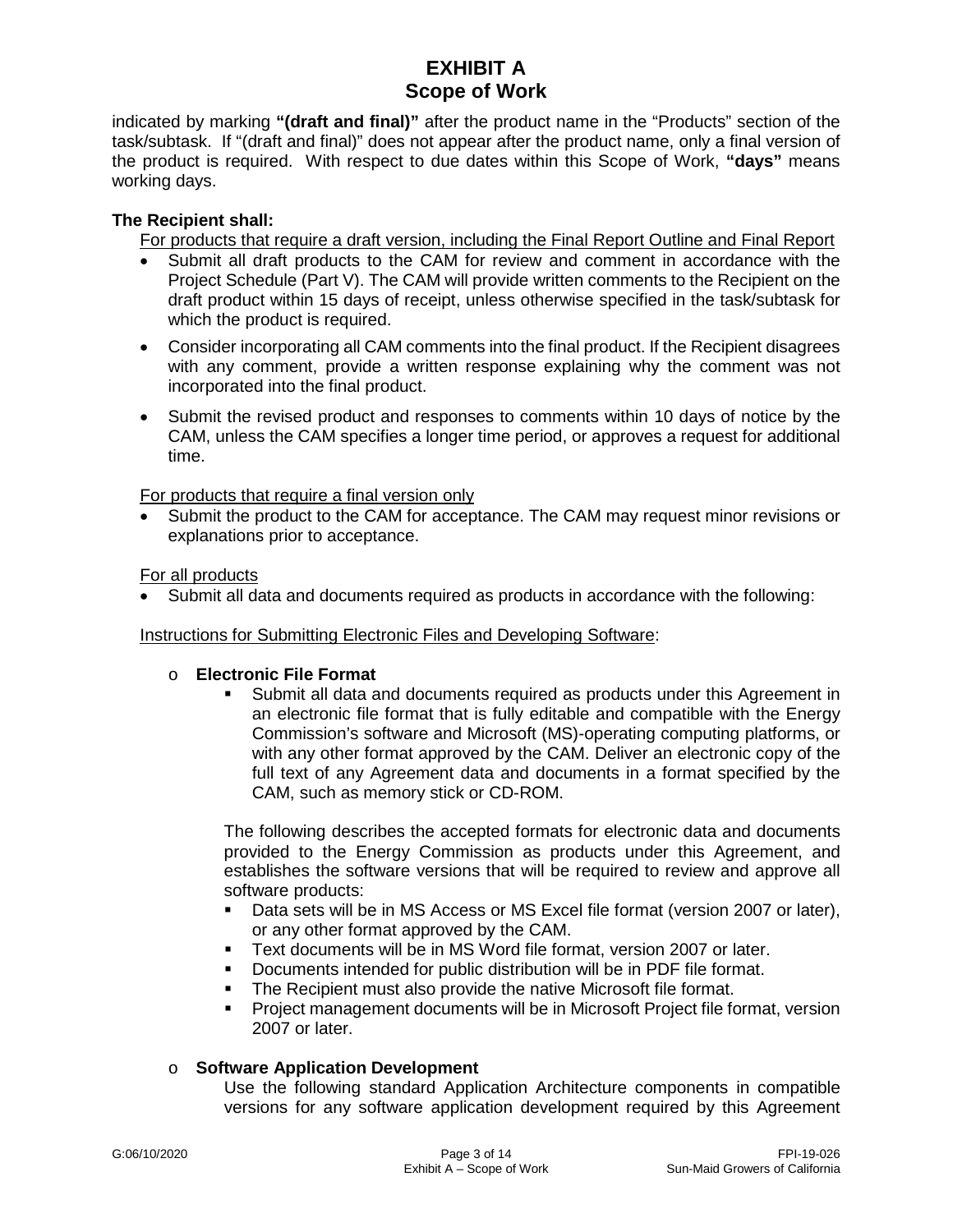# EXHIBIT A
## Scope of Work

indicated by marking **"(draft and final)"** after the product name in the "Products" section of the task/subtask. If "(draft and final)" does not appear after the product name, only a final version of the product is required. With respect to due dates within this Scope of Work, **"days"** means working days.

**The Recipient shall:**

For products that require a draft version, including the Final Report Outline and Final Report

- Submit all draft products to the CAM for review and comment in accordance with the Project Schedule (Part V). The CAM will provide written comments to the Recipient on the draft product within 15 days of receipt, unless otherwise specified in the task/subtask for which the product is required.
- Consider incorporating all CAM comments into the final product. If the Recipient disagrees with any comment, provide a written response explaining why the comment was not incorporated into the final product.
- Submit the revised product and responses to comments within 10 days of notice by the CAM, unless the CAM specifies a longer time period, or approves a request for additional time.

For products that require a final version only

- Submit the product to the CAM for acceptance. The CAM may request minor revisions or explanations prior to acceptance.

For all products

- Submit all data and documents required as products in accordance with the following:

Instructions for Submitting Electronic Files and Developing Software:

- **Electronic File Format**
  - Submit all data and documents required as products under this Agreement in an electronic file format that is fully editable and compatible with the Energy Commission's software and Microsoft (MS)-operating computing platforms, or with any other format approved by the CAM. Deliver an electronic copy of the full text of any Agreement data and documents in a format specified by the CAM, such as memory stick or CD-ROM.

  The following describes the accepted formats for electronic data and documents provided to the Energy Commission as products under this Agreement, and establishes the software versions that will be required to review and approve all software products:

  - Data sets will be in MS Access or MS Excel file format (version 2007 or later), or any other format approved by the CAM.
  - Text documents will be in MS Word file format, version 2007 or later.
  - Documents intended for public distribution will be in PDF file format.
  - The Recipient must also provide the native Microsoft file format.
  - Project management documents will be in Microsoft Project file format, version 2007 or later.

- **Software Application Development**

  Use the following standard Application Architecture components in compatible versions for any software application development required by this Agreement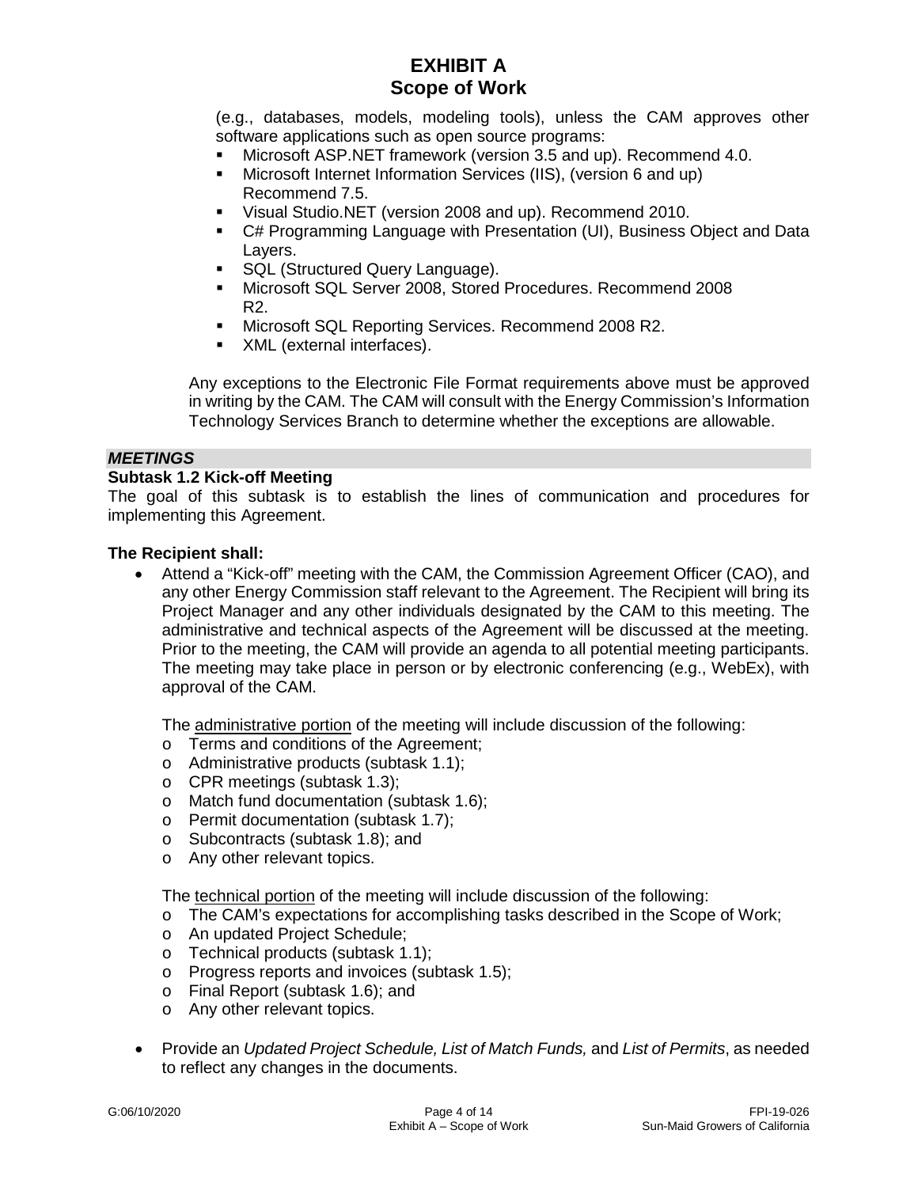(e.g., databases, models, modeling tools), unless the CAM approves other software applications such as open source programs:

- Microsoft ASP.NET framework (version 3.5 and up). Recommend 4.0.
- Microsoft Internet Information Services (IIS), (version 6 and up) Recommend 7.5.
- Visual Studio.NET (version 2008 and up). Recommend 2010.
- C# Programming Language with Presentation (UI), Business Object and Data Layers.
- SQL (Structured Query Language).
- Microsoft SQL Server 2008, Stored Procedures. Recommend 2008 R2.
- Microsoft SQL Reporting Services. Recommend 2008 R2.
- XML (external interfaces).

Any exceptions to the Electronic File Format requirements above must be approved in writing by the CAM. The CAM will consult with the Energy Commission's Information Technology Services Branch to determine whether the exceptions are allowable.

***MEETINGS***

**Subtask 1.2 Kick-off Meeting**

The goal of this subtask is to establish the lines of communication and procedures for implementing this Agreement.

**The Recipient shall:**

- Attend a "Kick-off" meeting with the CAM, the Commission Agreement Officer (CAO), and any other Energy Commission staff relevant to the Agreement. The Recipient will bring its Project Manager and any other individuals designated by the CAM to this meeting. The administrative and technical aspects of the Agreement will be discussed at the meeting. Prior to the meeting, the CAM will provide an agenda to all potential meeting participants. The meeting may take place in person or by electronic conferencing (e.g., WebEx), with approval of the CAM.

  The administrative portion of the meeting will include discussion of the following:
  - Terms and conditions of the Agreement;
  - Administrative products (subtask 1.1);
  - CPR meetings (subtask 1.3);
  - Match fund documentation (subtask 1.6);
  - Permit documentation (subtask 1.7);
  - Subcontracts (subtask 1.8); and
  - Any other relevant topics.

  The technical portion of the meeting will include discussion of the following:
  - The CAM's expectations for accomplishing tasks described in the Scope of Work;
  - An updated Project Schedule;
  - Technical products (subtask 1.1);
  - Progress reports and invoices (subtask 1.5);
  - Final Report (subtask 1.6); and
  - Any other relevant topics.

- Provide an *Updated Project Schedule, List of Match Funds,* and *List of Permits*, as needed to reflect any changes in the documents.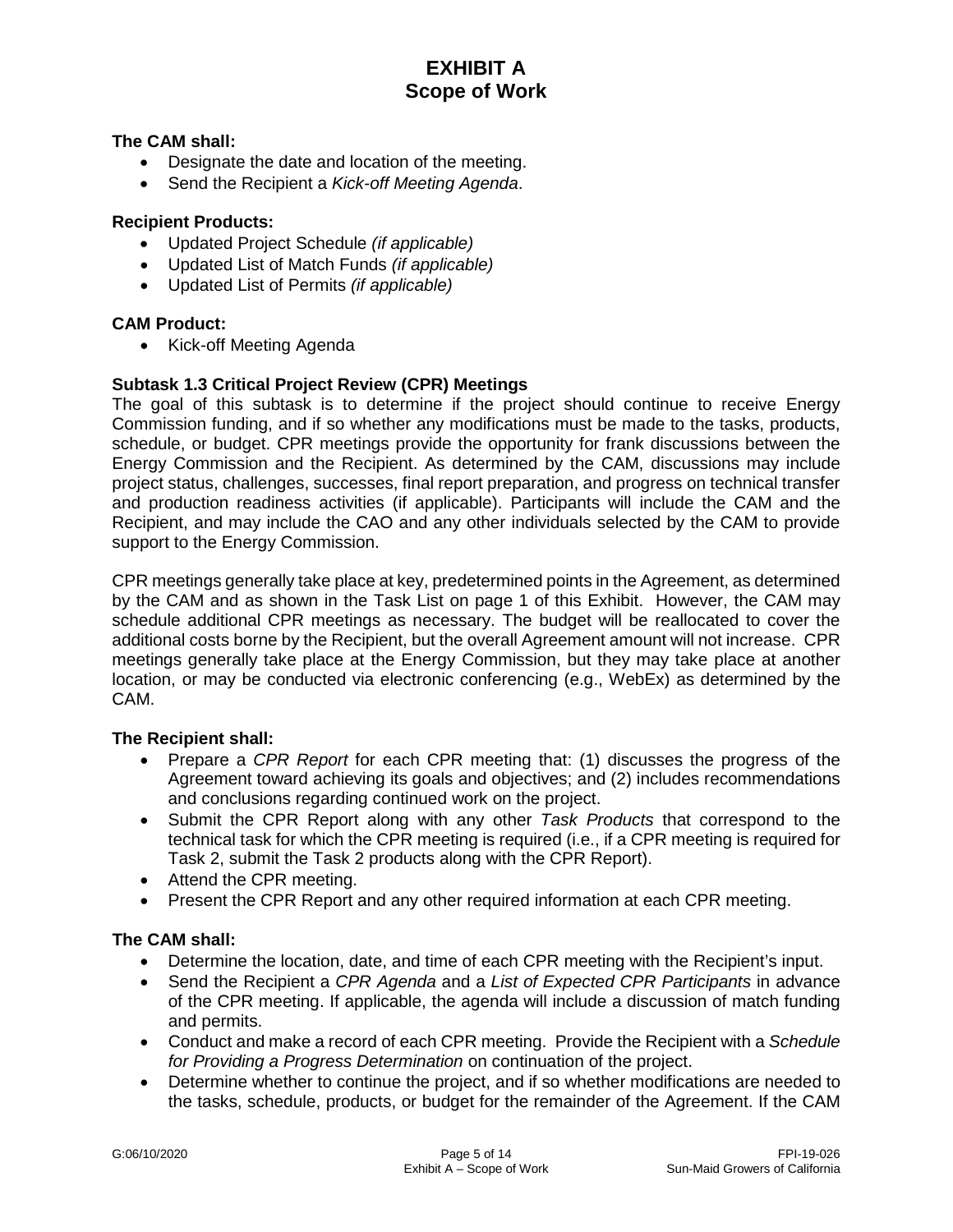**The CAM shall:**

- Designate the date and location of the meeting.
- Send the Recipient a *Kick-off Meeting Agenda*.

**Recipient Products:**

- Updated Project Schedule *(if applicable)*
- Updated List of Match Funds *(if applicable)*
- Updated List of Permits *(if applicable)*

**CAM Product:**

- Kick-off Meeting Agenda

**Subtask 1.3 Critical Project Review (CPR) Meetings**

The goal of this subtask is to determine if the project should continue to receive Energy Commission funding, and if so whether any modifications must be made to the tasks, products, schedule, or budget. CPR meetings provide the opportunity for frank discussions between the Energy Commission and the Recipient. As determined by the CAM, discussions may include project status, challenges, successes, final report preparation, and progress on technical transfer and production readiness activities (if applicable). Participants will include the CAM and the Recipient, and may include the CAO and any other individuals selected by the CAM to provide support to the Energy Commission.

CPR meetings generally take place at key, predetermined points in the Agreement, as determined by the CAM and as shown in the Task List on page 1 of this Exhibit. However, the CAM may schedule additional CPR meetings as necessary. The budget will be reallocated to cover the additional costs borne by the Recipient, but the overall Agreement amount will not increase. CPR meetings generally take place at the Energy Commission, but they may take place at another location, or may be conducted via electronic conferencing (e.g., WebEx) as determined by the CAM.

**The Recipient shall:**

- Prepare a *CPR Report* for each CPR meeting that: (1) discusses the progress of the Agreement toward achieving its goals and objectives; and (2) includes recommendations and conclusions regarding continued work on the project.
- Submit the CPR Report along with any other *Task Products* that correspond to the technical task for which the CPR meeting is required (i.e., if a CPR meeting is required for Task 2, submit the Task 2 products along with the CPR Report).
- Attend the CPR meeting.
- Present the CPR Report and any other required information at each CPR meeting.

**The CAM shall:**

- Determine the location, date, and time of each CPR meeting with the Recipient's input.
- Send the Recipient a *CPR Agenda* and a *List of Expected CPR Participants* in advance of the CPR meeting. If applicable, the agenda will include a discussion of match funding and permits.
- Conduct and make a record of each CPR meeting. Provide the Recipient with a *Schedule for Providing a Progress Determination* on continuation of the project.
- Determine whether to continue the project, and if so whether modifications are needed to the tasks, schedule, products, or budget for the remainder of the Agreement. If the CAM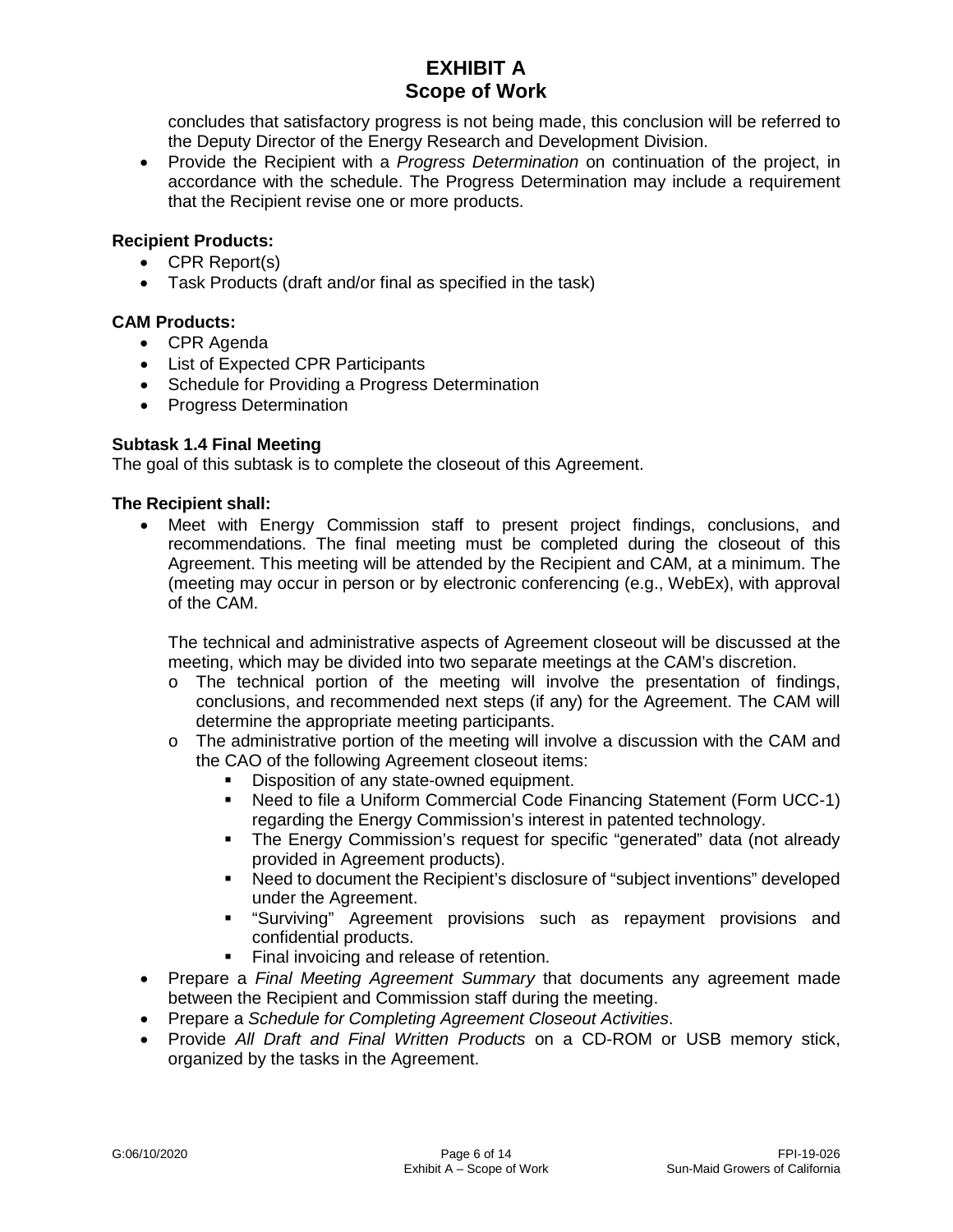concludes that satisfactory progress is not being made, this conclusion will be referred to the Deputy Director of the Energy Research and Development Division.

- Provide the Recipient with a *Progress Determination* on continuation of the project, in accordance with the schedule. The Progress Determination may include a requirement that the Recipient revise one or more products.

**Recipient Products:**

- CPR Report(s)
- Task Products (draft and/or final as specified in the task)

**CAM Products:**

- CPR Agenda
- List of Expected CPR Participants
- Schedule for Providing a Progress Determination
- Progress Determination

**Subtask 1.4 Final Meeting**

The goal of this subtask is to complete the closeout of this Agreement.

**The Recipient shall:**

- Meet with Energy Commission staff to present project findings, conclusions, and recommendations. The final meeting must be completed during the closeout of this Agreement. This meeting will be attended by the Recipient and CAM, at a minimum. The (meeting may occur in person or by electronic conferencing (e.g., WebEx), with approval of the CAM.

  The technical and administrative aspects of Agreement closeout will be discussed at the meeting, which may be divided into two separate meetings at the CAM's discretion.

  - The technical portion of the meeting will involve the presentation of findings, conclusions, and recommended next steps (if any) for the Agreement. The CAM will determine the appropriate meeting participants.
  - The administrative portion of the meeting will involve a discussion with the CAM and the CAO of the following Agreement closeout items:
    - Disposition of any state-owned equipment.
    - Need to file a Uniform Commercial Code Financing Statement (Form UCC-1) regarding the Energy Commission's interest in patented technology.
    - The Energy Commission's request for specific "generated" data (not already provided in Agreement products).
    - Need to document the Recipient's disclosure of "subject inventions" developed under the Agreement.
    - "Surviving" Agreement provisions such as repayment provisions and confidential products.
    - Final invoicing and release of retention.
- Prepare a *Final Meeting Agreement Summary* that documents any agreement made between the Recipient and Commission staff during the meeting.
- Prepare a *Schedule for Completing Agreement Closeout Activities*.
- Provide *All Draft and Final Written Products* on a CD-ROM or USB memory stick, organized by the tasks in the Agreement.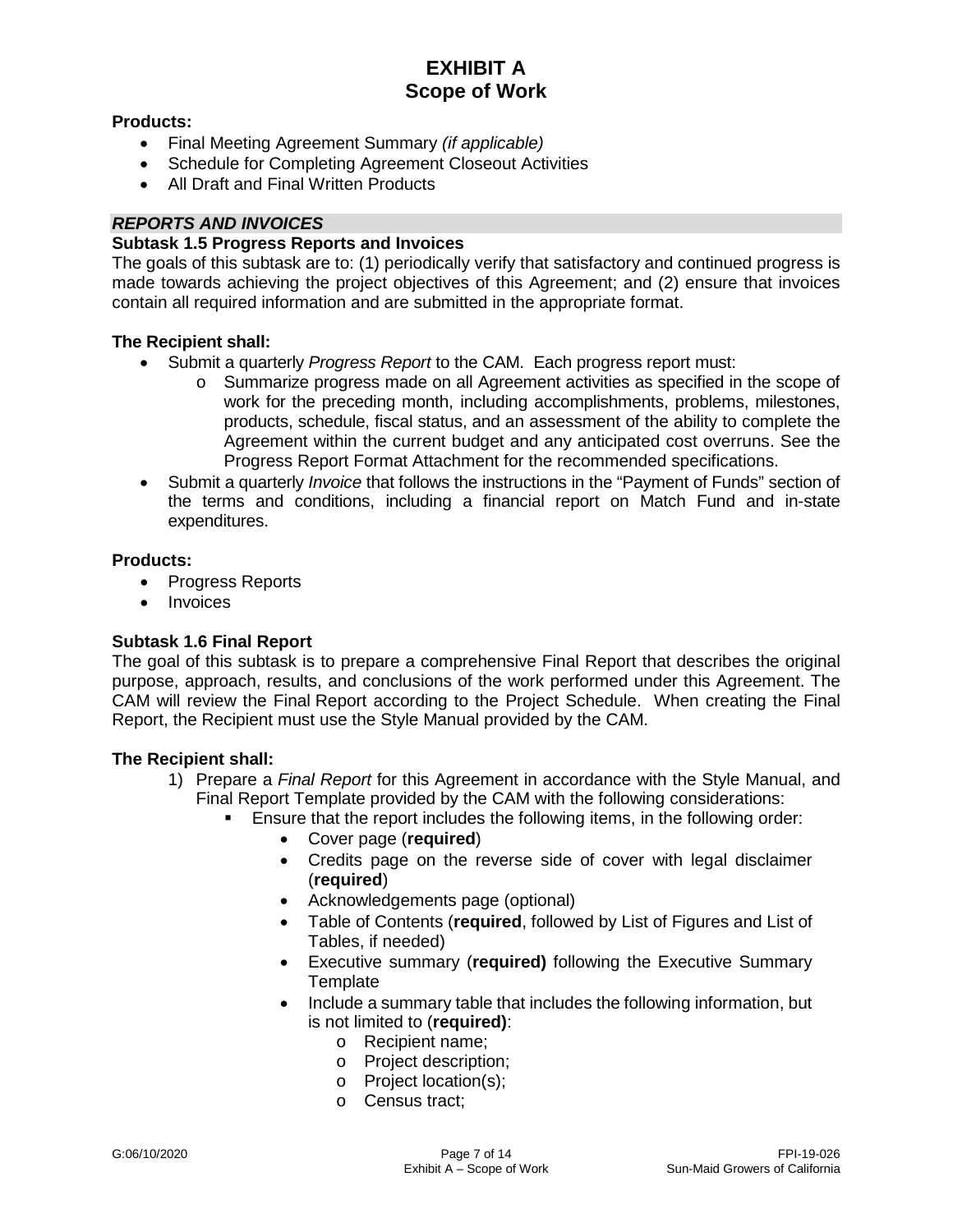**Products:**

- Final Meeting Agreement Summary *(if applicable)*
- Schedule for Completing Agreement Closeout Activities
- All Draft and Final Written Products

***REPORTS AND INVOICES***

**Subtask 1.5 Progress Reports and Invoices**

The goals of this subtask are to: (1) periodically verify that satisfactory and continued progress is made towards achieving the project objectives of this Agreement; and (2) ensure that invoices contain all required information and are submitted in the appropriate format.

**The Recipient shall:**

- Submit a quarterly *Progress Report* to the CAM. Each progress report must:
  - Summarize progress made on all Agreement activities as specified in the scope of work for the preceding month, including accomplishments, problems, milestones, products, schedule, fiscal status, and an assessment of the ability to complete the Agreement within the current budget and any anticipated cost overruns. See the Progress Report Format Attachment for the recommended specifications.
- Submit a quarterly *Invoice* that follows the instructions in the "Payment of Funds" section of the terms and conditions, including a financial report on Match Fund and in-state expenditures.

**Products:**

- Progress Reports
- Invoices

**Subtask 1.6 Final Report**

The goal of this subtask is to prepare a comprehensive Final Report that describes the original purpose, approach, results, and conclusions of the work performed under this Agreement. The CAM will review the Final Report according to the Project Schedule. When creating the Final Report, the Recipient must use the Style Manual provided by the CAM.

**The Recipient shall:**

1) Prepare a *Final Report* for this Agreement in accordance with the Style Manual, and Final Report Template provided by the CAM with the following considerations:
   - Ensure that the report includes the following items, in the following order:
     - Cover page (**required**)
     - Credits page on the reverse side of cover with legal disclaimer (**required**)
     - Acknowledgements page (optional)
     - Table of Contents (**required**, followed by List of Figures and List of Tables, if needed)
     - Executive summary (**required)** following the Executive Summary Template
     - Include a summary table that includes the following information, but is not limited to (**required)**:
       - Recipient name;
       - Project description;
       - Project location(s);
       - Census tract;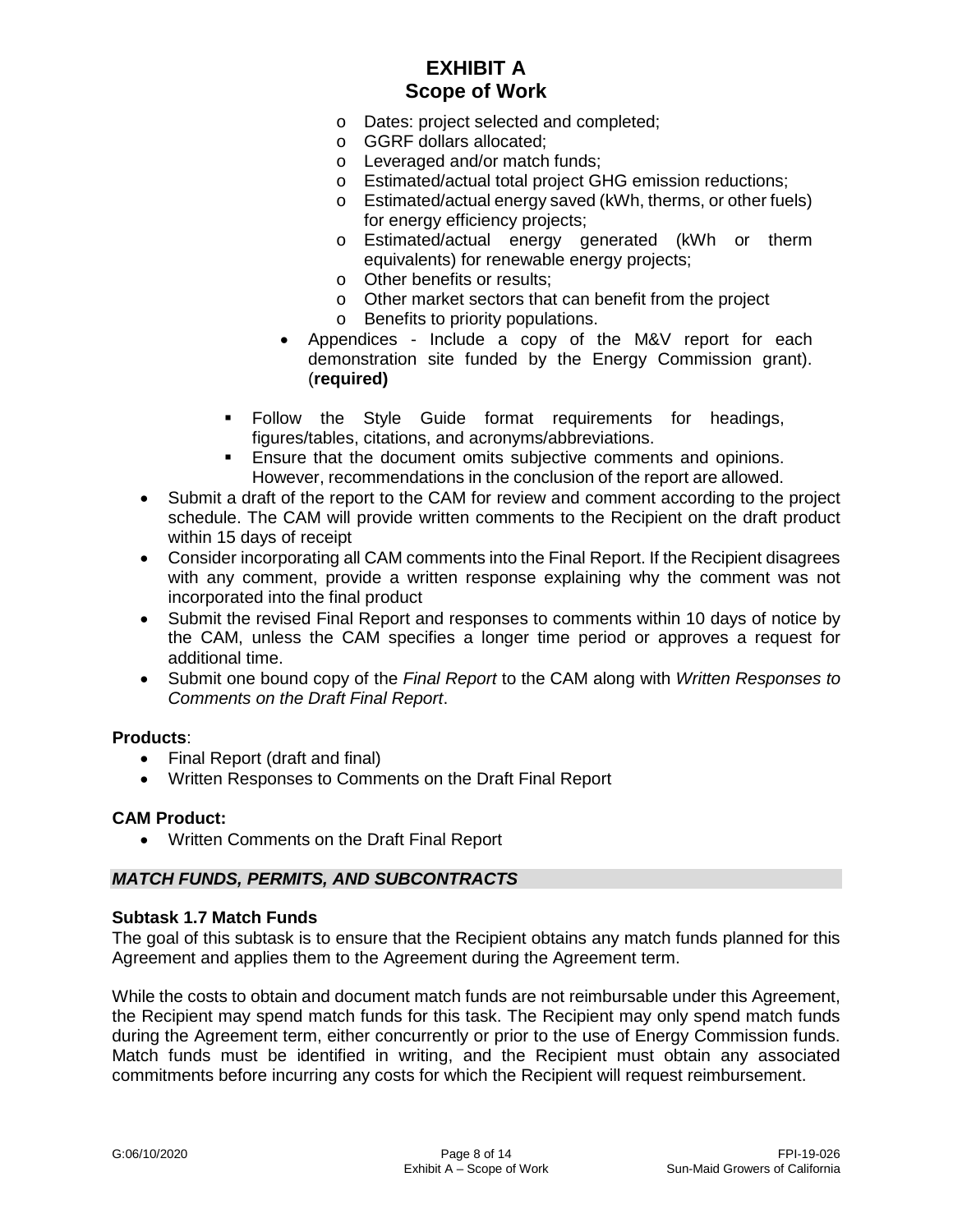- Dates: project selected and completed;
        - GGRF dollars allocated;
        - Leveraged and/or match funds;
        - Estimated/actual total project GHG emission reductions;
        - Estimated/actual energy saved (kWh, therms, or other fuels) for energy efficiency projects;
        - Estimated/actual energy generated (kWh or therm equivalents) for renewable energy projects;
        - Other benefits or results;
        - Other market sectors that can benefit from the project
        - Benefits to priority populations.
      - Appendices - Include a copy of the M&V report for each demonstration site funded by the Energy Commission grant). (**required)**
    - Follow the Style Guide format requirements for headings, figures/tables, citations, and acronyms/abbreviations.
    - Ensure that the document omits subjective comments and opinions. However, recommendations in the conclusion of the report are allowed.
- Submit a draft of the report to the CAM for review and comment according to the project schedule. The CAM will provide written comments to the Recipient on the draft product within 15 days of receipt
- Consider incorporating all CAM comments into the Final Report. If the Recipient disagrees with any comment, provide a written response explaining why the comment was not incorporated into the final product
- Submit the revised Final Report and responses to comments within 10 days of notice by the CAM, unless the CAM specifies a longer time period or approves a request for additional time.
- Submit one bound copy of the *Final Report* to the CAM along with *Written Responses to Comments on the Draft Final Report*.

**Products**:

- Final Report (draft and final)
- Written Responses to Comments on the Draft Final Report

**CAM Product:**

- Written Comments on the Draft Final Report

***MATCH FUNDS, PERMITS, AND SUBCONTRACTS***

**Subtask 1.7 Match Funds**

The goal of this subtask is to ensure that the Recipient obtains any match funds planned for this Agreement and applies them to the Agreement during the Agreement term.

While the costs to obtain and document match funds are not reimbursable under this Agreement, the Recipient may spend match funds for this task. The Recipient may only spend match funds during the Agreement term, either concurrently or prior to the use of Energy Commission funds. Match funds must be identified in writing, and the Recipient must obtain any associated commitments before incurring any costs for which the Recipient will request reimbursement.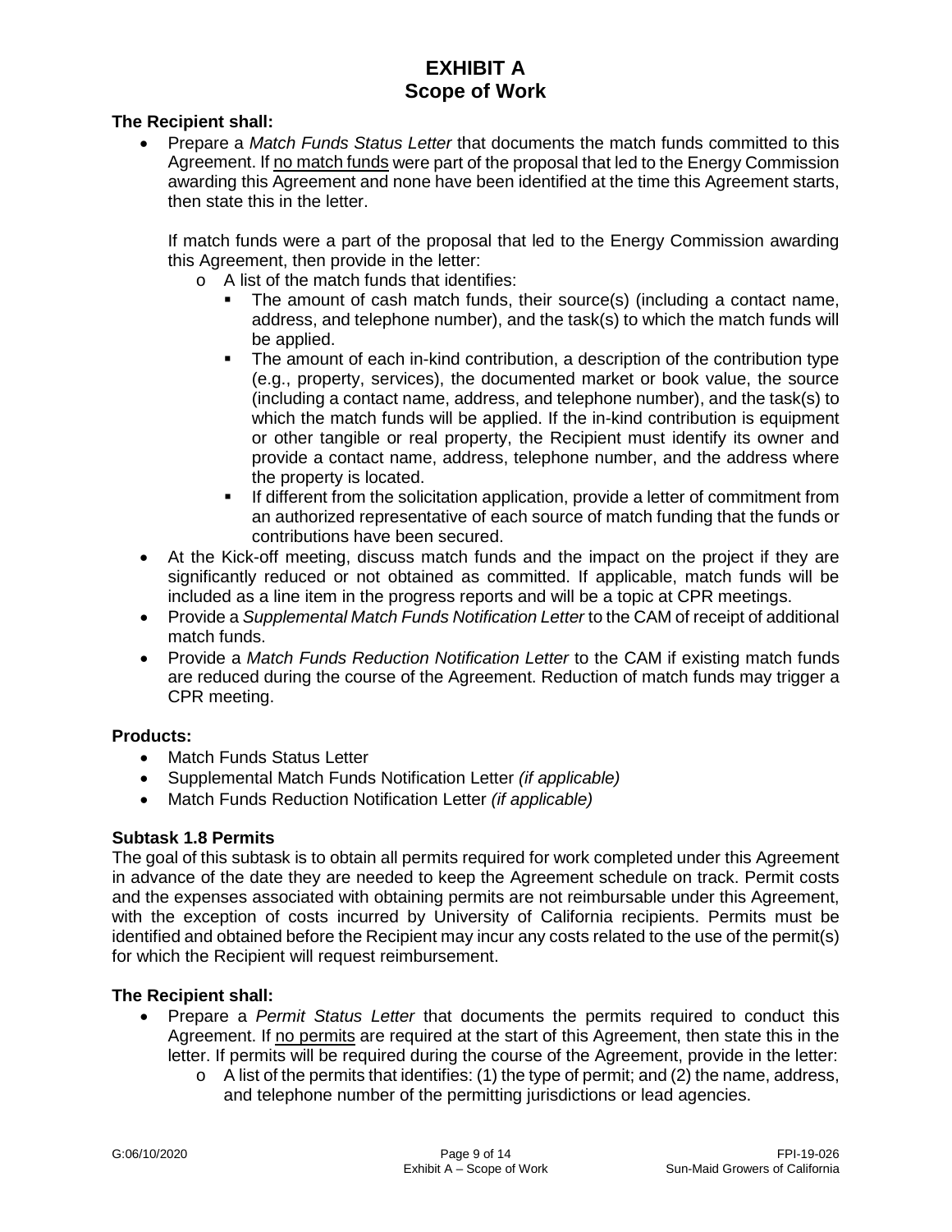**The Recipient shall:**

- Prepare a *Match Funds Status Letter* that documents the match funds committed to this Agreement. If no match funds were part of the proposal that led to the Energy Commission awarding this Agreement and none have been identified at the time this Agreement starts, then state this in the letter.

  If match funds were a part of the proposal that led to the Energy Commission awarding this Agreement, then provide in the letter:
  - A list of the match funds that identifies:
    - The amount of cash match funds, their source(s) (including a contact name, address, and telephone number), and the task(s) to which the match funds will be applied.
    - The amount of each in-kind contribution, a description of the contribution type (e.g., property, services), the documented market or book value, the source (including a contact name, address, and telephone number), and the task(s) to which the match funds will be applied. If the in-kind contribution is equipment or other tangible or real property, the Recipient must identify its owner and provide a contact name, address, telephone number, and the address where the property is located.
    - If different from the solicitation application, provide a letter of commitment from an authorized representative of each source of match funding that the funds or contributions have been secured.
- At the Kick-off meeting, discuss match funds and the impact on the project if they are significantly reduced or not obtained as committed. If applicable, match funds will be included as a line item in the progress reports and will be a topic at CPR meetings.
- Provide a *Supplemental Match Funds Notification Letter* to the CAM of receipt of additional match funds.
- Provide a *Match Funds Reduction Notification Letter* to the CAM if existing match funds are reduced during the course of the Agreement. Reduction of match funds may trigger a CPR meeting.

**Products:**

- Match Funds Status Letter
- Supplemental Match Funds Notification Letter *(if applicable)*
- Match Funds Reduction Notification Letter *(if applicable)*

**Subtask 1.8 Permits**

The goal of this subtask is to obtain all permits required for work completed under this Agreement in advance of the date they are needed to keep the Agreement schedule on track. Permit costs and the expenses associated with obtaining permits are not reimbursable under this Agreement, with the exception of costs incurred by University of California recipients. Permits must be identified and obtained before the Recipient may incur any costs related to the use of the permit(s) for which the Recipient will request reimbursement.

**The Recipient shall:**

- Prepare a *Permit Status Letter* that documents the permits required to conduct this Agreement. If no permits are required at the start of this Agreement, then state this in the letter. If permits will be required during the course of the Agreement, provide in the letter:
  - A list of the permits that identifies: (1) the type of permit; and (2) the name, address, and telephone number of the permitting jurisdictions or lead agencies.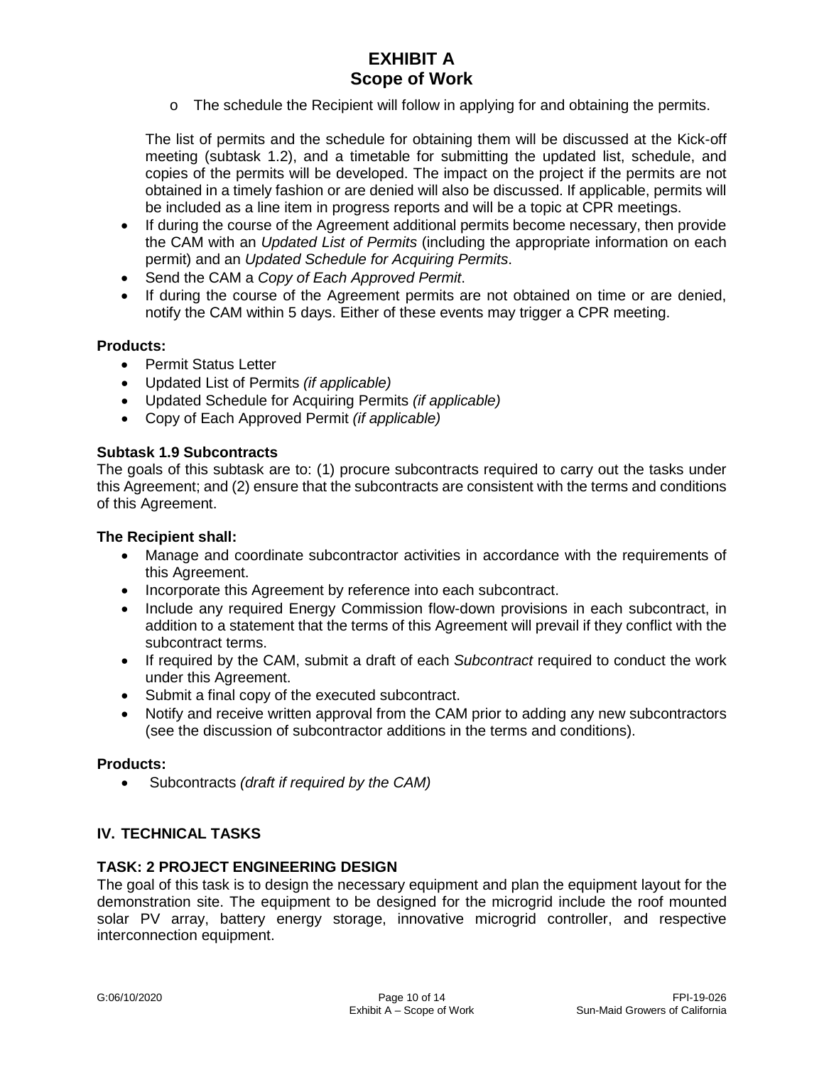- The schedule the Recipient will follow in applying for and obtaining the permits.

  The list of permits and the schedule for obtaining them will be discussed at the Kick-off meeting (subtask 1.2), and a timetable for submitting the updated list, schedule, and copies of the permits will be developed. The impact on the project if the permits are not obtained in a timely fashion or are denied will also be discussed. If applicable, permits will be included as a line item in progress reports and will be a topic at CPR meetings.
- If during the course of the Agreement additional permits become necessary, then provide the CAM with an *Updated List of Permits* (including the appropriate information on each permit) and an *Updated Schedule for Acquiring Permits*.
- Send the CAM a *Copy of Each Approved Permit*.
- If during the course of the Agreement permits are not obtained on time or are denied, notify the CAM within 5 days. Either of these events may trigger a CPR meeting.

**Products:**

- Permit Status Letter
- Updated List of Permits *(if applicable)*
- Updated Schedule for Acquiring Permits *(if applicable)*
- Copy of Each Approved Permit *(if applicable)*

**Subtask 1.9 Subcontracts**

The goals of this subtask are to: (1) procure subcontracts required to carry out the tasks under this Agreement; and (2) ensure that the subcontracts are consistent with the terms and conditions of this Agreement.

**The Recipient shall:**

- Manage and coordinate subcontractor activities in accordance with the requirements of this Agreement.
- Incorporate this Agreement by reference into each subcontract.
- Include any required Energy Commission flow-down provisions in each subcontract, in addition to a statement that the terms of this Agreement will prevail if they conflict with the subcontract terms.
- If required by the CAM, submit a draft of each *Subcontract* required to conduct the work under this Agreement.
- Submit a final copy of the executed subcontract.
- Notify and receive written approval from the CAM prior to adding any new subcontractors (see the discussion of subcontractor additions in the terms and conditions).

**Products:**

- Subcontracts *(draft if required by the CAM)*

## IV. TECHNICAL TASKS

### TASK: 2 PROJECT ENGINEERING DESIGN

The goal of this task is to design the necessary equipment and plan the equipment layout for the demonstration site. The equipment to be designed for the microgrid include the roof mounted solar PV array, battery energy storage, innovative microgrid controller, and respective interconnection equipment.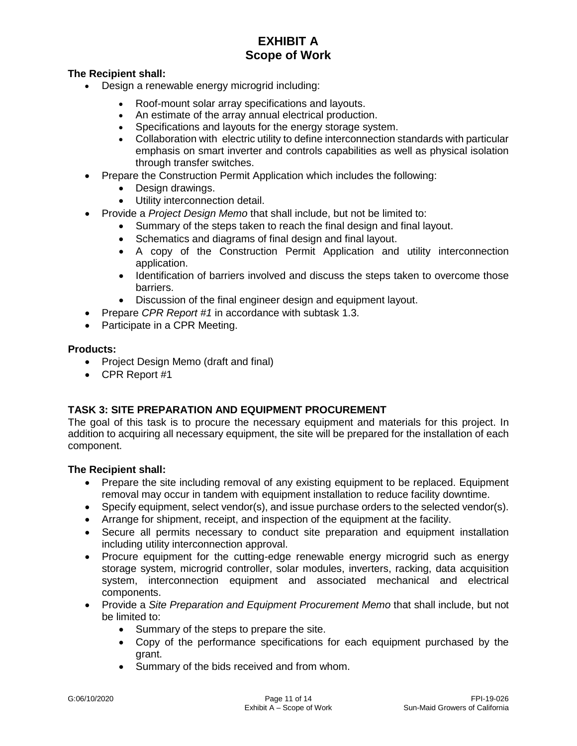# EXHIBIT A
# Scope of Work

**The Recipient shall:**

- Design a renewable energy microgrid including:
  - Roof-mount solar array specifications and layouts.
  - An estimate of the array annual electrical production.
  - Specifications and layouts for the energy storage system.
  - Collaboration with electric utility to define interconnection standards with particular emphasis on smart inverter and controls capabilities as well as physical isolation through transfer switches.
- Prepare the Construction Permit Application which includes the following:
  - Design drawings.
  - Utility interconnection detail.
- Provide a *Project Design Memo* that shall include, but not be limited to:
  - Summary of the steps taken to reach the final design and final layout.
  - Schematics and diagrams of final design and final layout.
  - A copy of the Construction Permit Application and utility interconnection application.
  - Identification of barriers involved and discuss the steps taken to overcome those barriers.
  - Discussion of the final engineer design and equipment layout.
- Prepare *CPR Report #1* in accordance with subtask 1.3.
- Participate in a CPR Meeting.

**Products:**

- Project Design Memo (draft and final)
- CPR Report #1

### TASK 3: SITE PREPARATION AND EQUIPMENT PROCUREMENT

The goal of this task is to procure the necessary equipment and materials for this project. In addition to acquiring all necessary equipment, the site will be prepared for the installation of each component.

**The Recipient shall:**

- Prepare the site including removal of any existing equipment to be replaced. Equipment removal may occur in tandem with equipment installation to reduce facility downtime.
- Specify equipment, select vendor(s), and issue purchase orders to the selected vendor(s).
- Arrange for shipment, receipt, and inspection of the equipment at the facility.
- Secure all permits necessary to conduct site preparation and equipment installation including utility interconnection approval.
- Procure equipment for the cutting-edge renewable energy microgrid such as energy storage system, microgrid controller, solar modules, inverters, racking, data acquisition system, interconnection equipment and associated mechanical and electrical components.
- Provide a *Site Preparation and Equipment Procurement Memo* that shall include, but not be limited to:
  - Summary of the steps to prepare the site.
  - Copy of the performance specifications for each equipment purchased by the grant.
  - Summary of the bids received and from whom.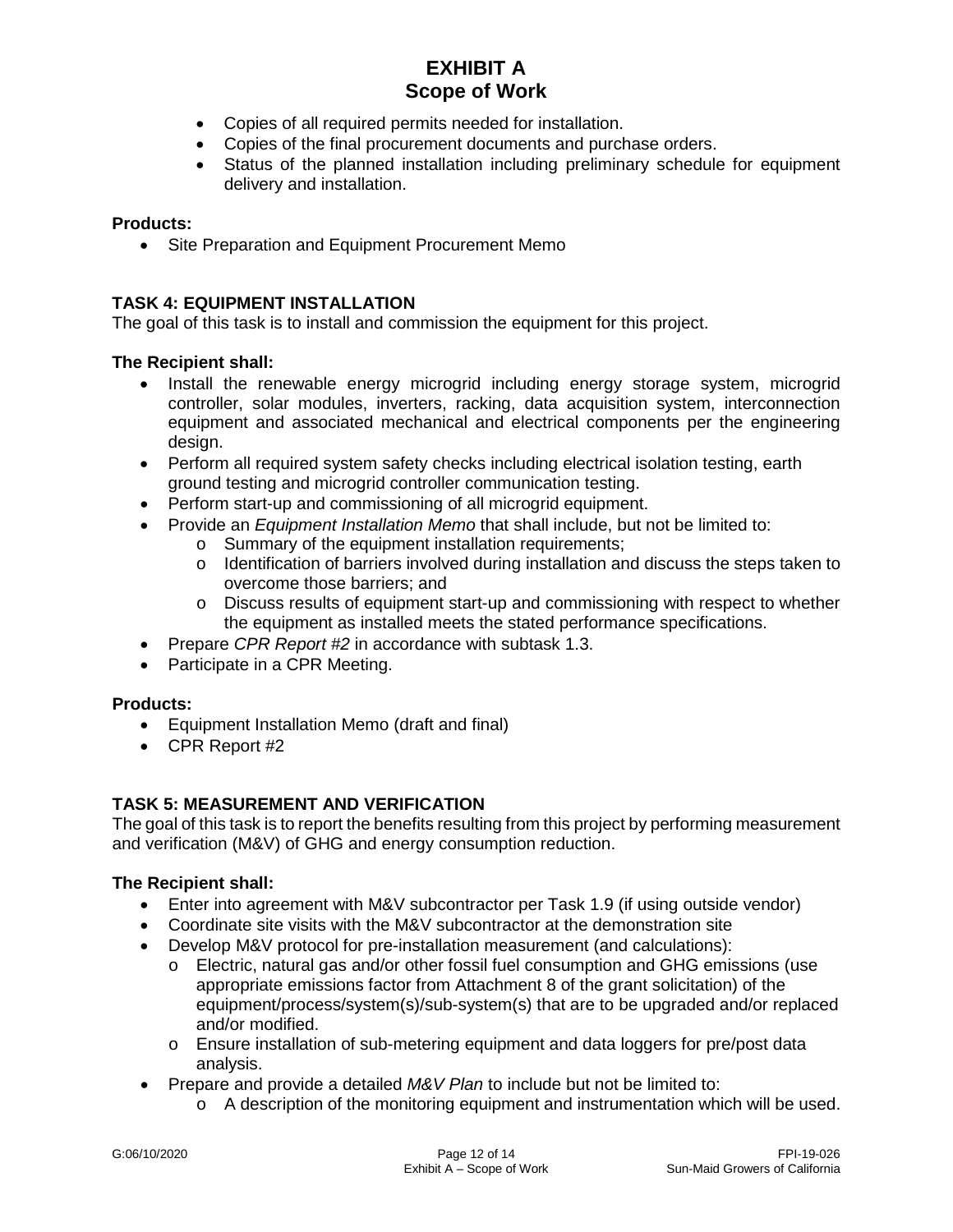- Copies of all required permits needed for installation.
- Copies of the final procurement documents and purchase orders.
- Status of the planned installation including preliminary schedule for equipment delivery and installation.

**Products:**

- Site Preparation and Equipment Procurement Memo

## TASK 4: EQUIPMENT INSTALLATION

The goal of this task is to install and commission the equipment for this project.

**The Recipient shall:**

- Install the renewable energy microgrid including energy storage system, microgrid controller, solar modules, inverters, racking, data acquisition system, interconnection equipment and associated mechanical and electrical components per the engineering design.
- Perform all required system safety checks including electrical isolation testing, earth ground testing and microgrid controller communication testing.
- Perform start-up and commissioning of all microgrid equipment.
- Provide an *Equipment Installation Memo* that shall include, but not be limited to:
    - Summary of the equipment installation requirements;
    - Identification of barriers involved during installation and discuss the steps taken to overcome those barriers; and
    - Discuss results of equipment start-up and commissioning with respect to whether the equipment as installed meets the stated performance specifications.
- Prepare *CPR Report #2* in accordance with subtask 1.3.
- Participate in a CPR Meeting.

**Products:**

- Equipment Installation Memo (draft and final)
- CPR Report #2

## TASK 5: MEASUREMENT AND VERIFICATION

The goal of this task is to report the benefits resulting from this project by performing measurement and verification (M&V) of GHG and energy consumption reduction.

**The Recipient shall:**

- Enter into agreement with M&V subcontractor per Task 1.9 (if using outside vendor)
- Coordinate site visits with the M&V subcontractor at the demonstration site
- Develop M&V protocol for pre-installation measurement (and calculations):
    - Electric, natural gas and/or other fossil fuel consumption and GHG emissions (use appropriate emissions factor from Attachment 8 of the grant solicitation) of the equipment/process/system(s)/sub-system(s) that are to be upgraded and/or replaced and/or modified.
    - Ensure installation of sub-metering equipment and data loggers for pre/post data analysis.
- Prepare and provide a detailed *M&V Plan* to include but not be limited to:
    - A description of the monitoring equipment and instrumentation which will be used.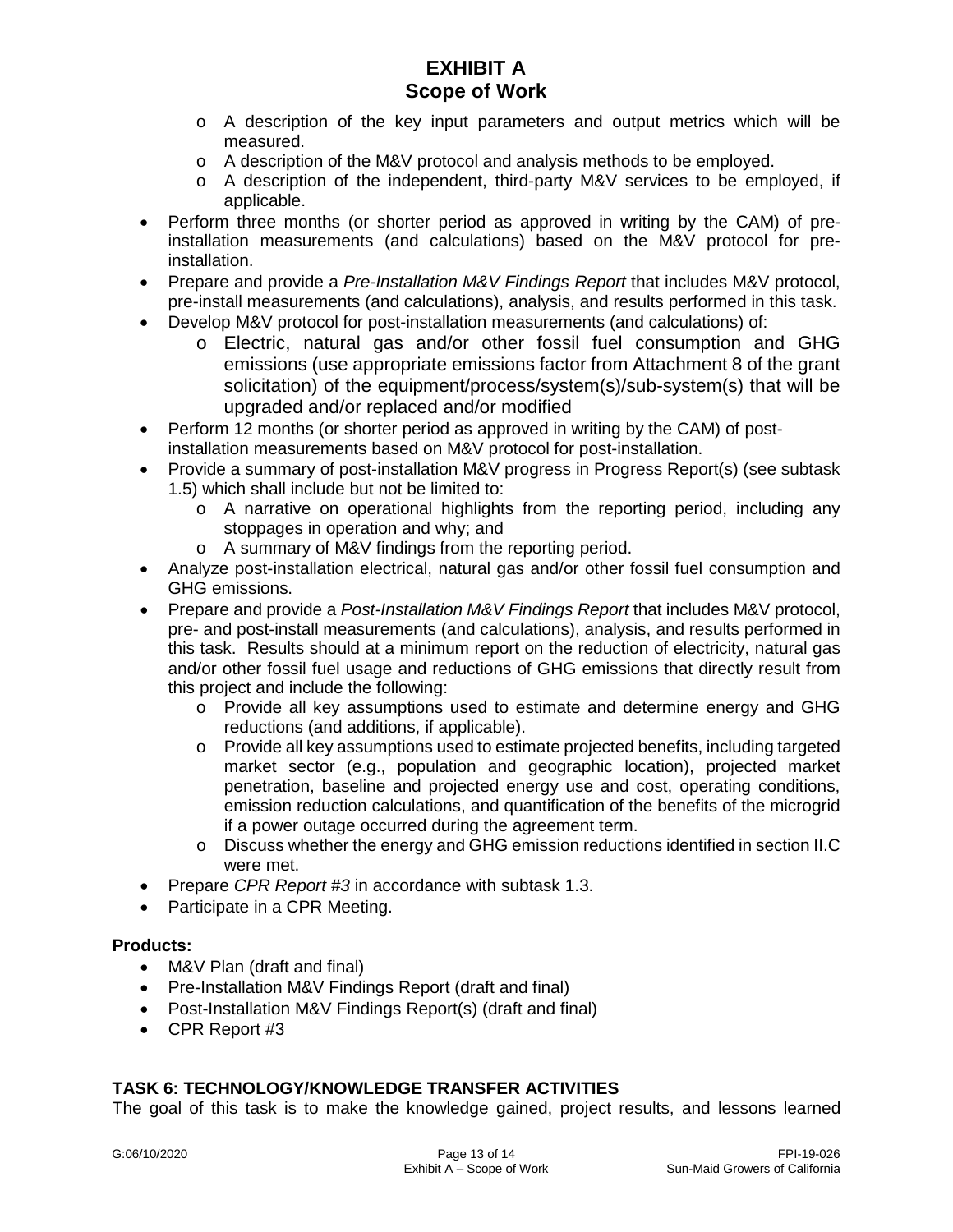- A description of the key input parameters and output metrics which will be measured.
  - A description of the M&V protocol and analysis methods to be employed.
  - A description of the independent, third-party M&V services to be employed, if applicable.
- Perform three months (or shorter period as approved in writing by the CAM) of pre-installation measurements (and calculations) based on the M&V protocol for pre-installation.
- Prepare and provide a *Pre-Installation M&V Findings Report* that includes M&V protocol, pre-install measurements (and calculations), analysis, and results performed in this task.
- Develop M&V protocol for post-installation measurements (and calculations) of:
  - Electric, natural gas and/or other fossil fuel consumption and GHG emissions (use appropriate emissions factor from Attachment 8 of the grant solicitation) of the equipment/process/system(s)/sub-system(s) that will be upgraded and/or replaced and/or modified
- Perform 12 months (or shorter period as approved in writing by the CAM) of post-installation measurements based on M&V protocol for post-installation.
- Provide a summary of post-installation M&V progress in Progress Report(s) (see subtask 1.5) which shall include but not be limited to:
  - A narrative on operational highlights from the reporting period, including any stoppages in operation and why; and
  - A summary of M&V findings from the reporting period.
- Analyze post-installation electrical, natural gas and/or other fossil fuel consumption and GHG emissions.
- Prepare and provide a *Post-Installation M&V Findings Report* that includes M&V protocol, pre- and post-install measurements (and calculations), analysis, and results performed in this task. Results should at a minimum report on the reduction of electricity, natural gas and/or other fossil fuel usage and reductions of GHG emissions that directly result from this project and include the following:
  - Provide all key assumptions used to estimate and determine energy and GHG reductions (and additions, if applicable).
  - Provide all key assumptions used to estimate projected benefits, including targeted market sector (e.g., population and geographic location), projected market penetration, baseline and projected energy use and cost, operating conditions, emission reduction calculations, and quantification of the benefits of the microgrid if a power outage occurred during the agreement term.
  - Discuss whether the energy and GHG emission reductions identified in section II.C were met.
- Prepare *CPR Report #3* in accordance with subtask 1.3.
- Participate in a CPR Meeting.

**Products:**

- M&V Plan (draft and final)
- Pre-Installation M&V Findings Report (draft and final)
- Post-Installation M&V Findings Report(s) (draft and final)
- CPR Report #3

**TASK 6: TECHNOLOGY/KNOWLEDGE TRANSFER ACTIVITIES**

The goal of this task is to make the knowledge gained, project results, and lessons learned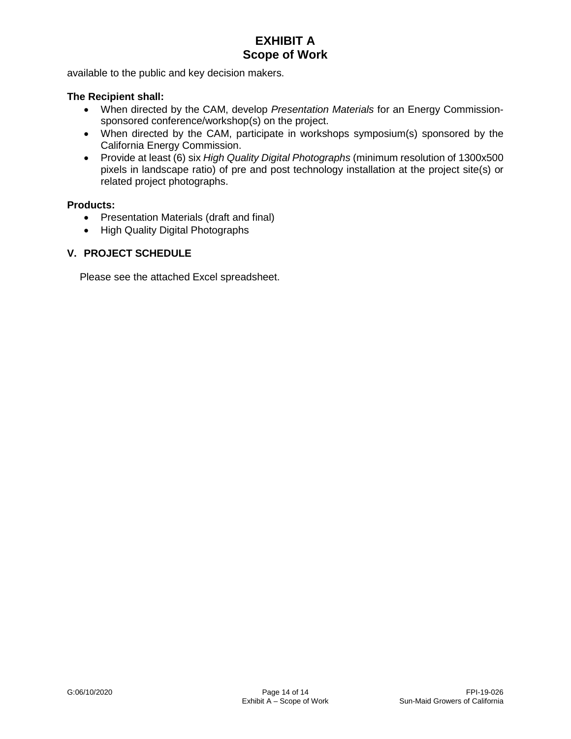available to the public and key decision makers.

**The Recipient shall:**

- When directed by the CAM, develop *Presentation Materials* for an Energy Commission-sponsored conference/workshop(s) on the project.
- When directed by the CAM, participate in workshops symposium(s) sponsored by the California Energy Commission.
- Provide at least (6) six *High Quality Digital Photographs* (minimum resolution of 1300x500 pixels in landscape ratio) of pre and post technology installation at the project site(s) or related project photographs.

**Products:**

- Presentation Materials (draft and final)
- High Quality Digital Photographs

## V. PROJECT SCHEDULE

Please see the attached Excel spreadsheet.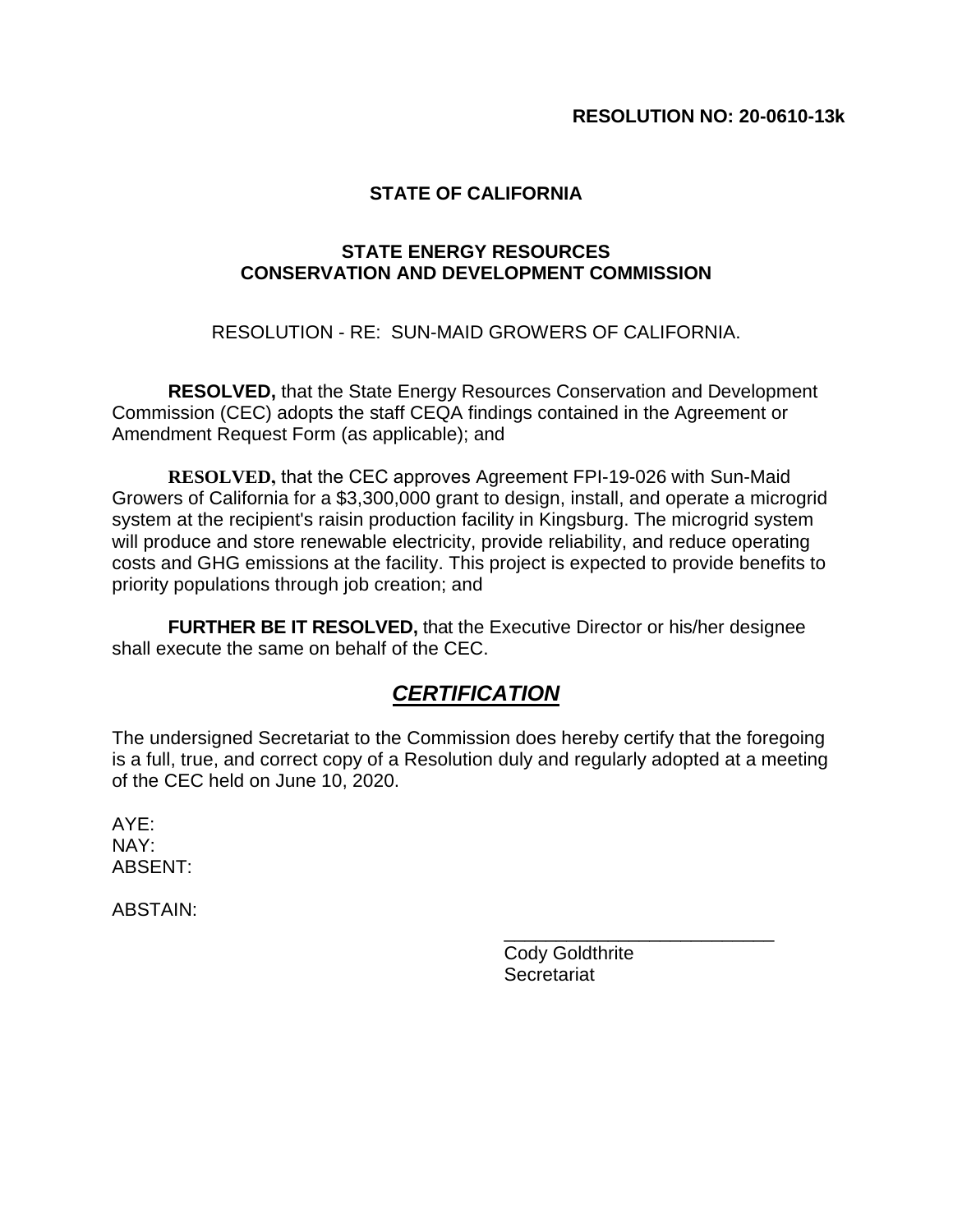**RESOLUTION NO: 20-0610-13k**

**STATE OF CALIFORNIA**

**STATE ENERGY RESOURCES**
**CONSERVATION AND DEVELOPMENT COMMISSION**

RESOLUTION - RE: SUN-MAID GROWERS OF CALIFORNIA.

**RESOLVED,** that the State Energy Resources Conservation and Development Commission (CEC) adopts the staff CEQA findings contained in the Agreement or Amendment Request Form (as applicable); and

**RESOLVED,** that the CEC approves Agreement FPI-19-026 with Sun-Maid Growers of California for a $3,300,000 grant to design, install, and operate a microgrid system at the recipient's raisin production facility in Kingsburg. The microgrid system will produce and store renewable electricity, provide reliability, and reduce operating costs and GHG emissions at the facility. This project is expected to provide benefits to priority populations through job creation; and

**FURTHER BE IT RESOLVED,** that the Executive Director or his/her designee shall execute the same on behalf of the CEC.

## ***CERTIFICATION***

The undersigned Secretariat to the Commission does hereby certify that the foregoing is a full, true, and correct copy of a Resolution duly and regularly adopted at a meeting of the CEC held on June 10, 2020.

AYE:
NAY:
ABSENT:

ABSTAIN:

\_\_\_\_\_\_\_\_\_\_\_\_\_\_\_\_\_\_\_\_\_\_\_\_\_\_
Cody Goldthrite
Secretariat